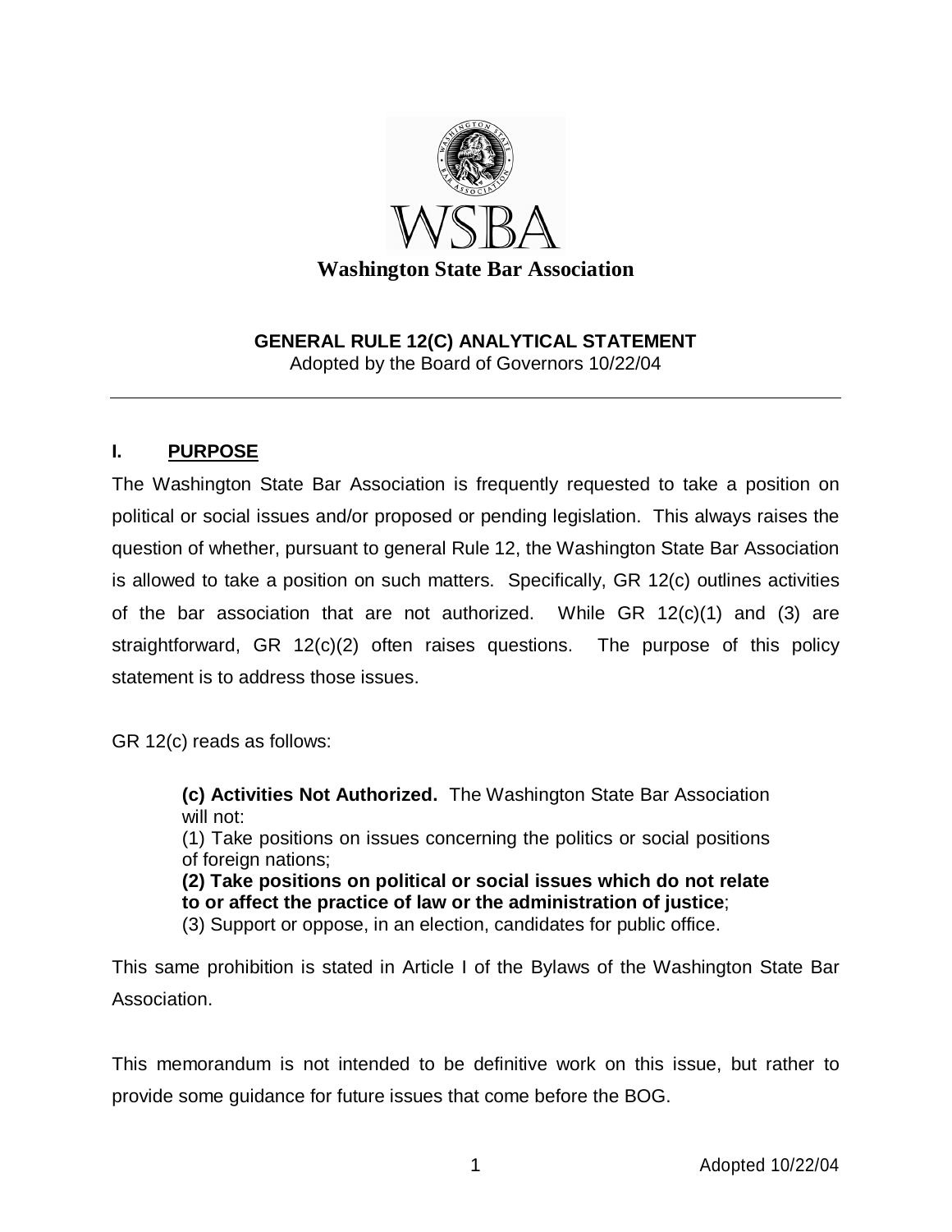**Washington State Bar Association**

## GENERAL RULE 12(C) ANALYTICAL STATEMENT

Adopted by the Board of Governors 10/22/04

---

### I. PURPOSE

The Washington State Bar Association is frequently requested to take a position on political or social issues and/or proposed or pending legislation. This always raises the question of whether, pursuant to general Rule 12, the Washington State Bar Association is allowed to take a position on such matters. Specifically, GR 12(c) outlines activities of the bar association that are not authorized. While GR 12(c)(1) and (3) are straightforward, GR 12(c)(2) often raises questions. The purpose of this policy statement is to address those issues.

GR 12(c) reads as follows:

> **(c) Activities Not Authorized.** The Washington State Bar Association will not:
> (1) Take positions on issues concerning the politics or social positions of foreign nations;
> **(2) Take positions on political or social issues which do not relate to or affect the practice of law or the administration of justice**;
> (3) Support or oppose, in an election, candidates for public office.

This same prohibition is stated in Article I of the Bylaws of the Washington State Bar Association.

This memorandum is not intended to be definitive work on this issue, but rather to provide some guidance for future issues that come before the BOG.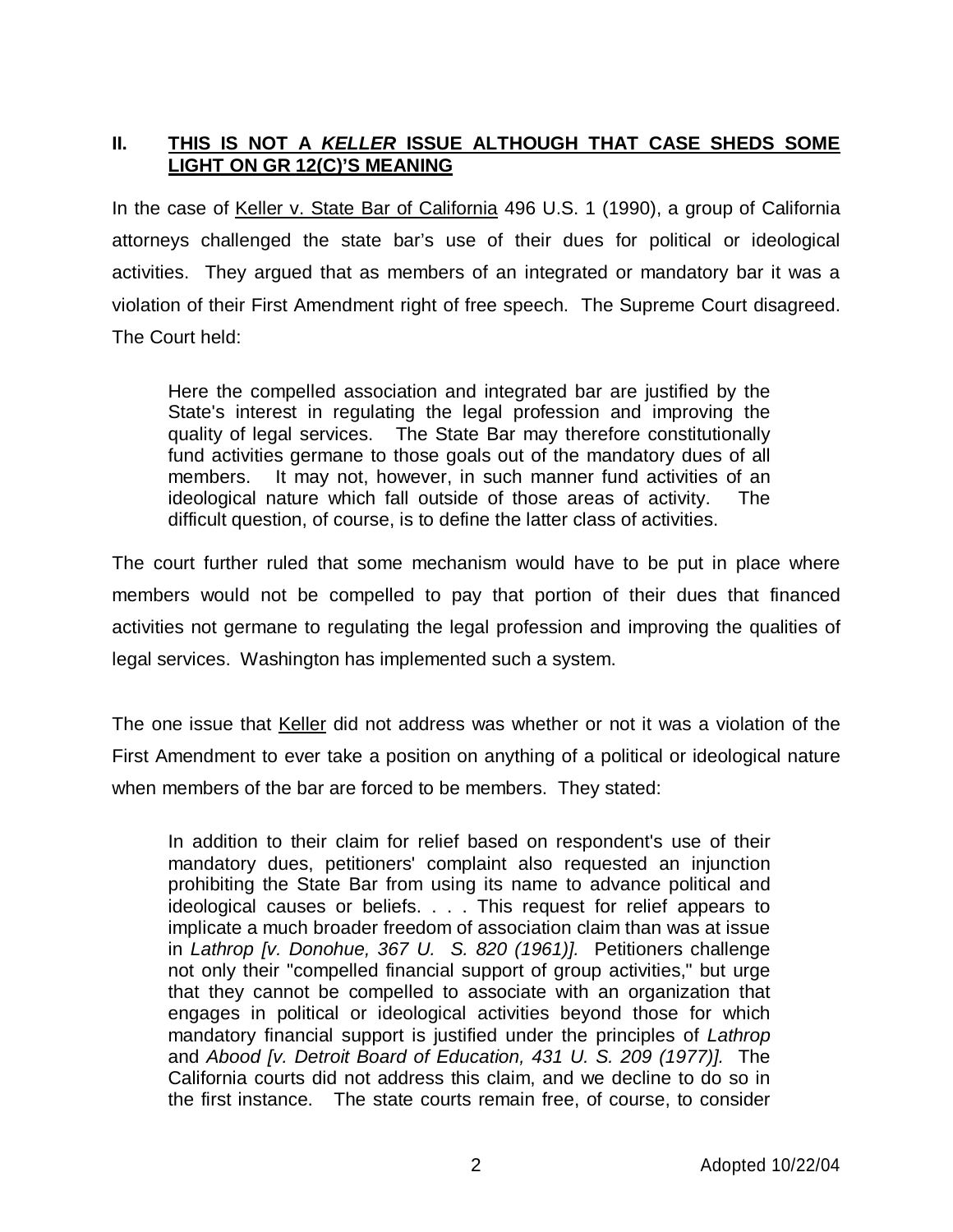## II. THIS IS NOT A *KELLER* ISSUE ALTHOUGH THAT CASE SHEDS SOME LIGHT ON GR 12(C)'S MEANING

In the case of Keller v. State Bar of California 496 U.S. 1 (1990), a group of California attorneys challenged the state bar's use of their dues for political or ideological activities. They argued that as members of an integrated or mandatory bar it was a violation of their First Amendment right of free speech. The Supreme Court disagreed. The Court held:

> Here the compelled association and integrated bar are justified by the State's interest in regulating the legal profession and improving the quality of legal services. The State Bar may therefore constitutionally fund activities germane to those goals out of the mandatory dues of all members. It may not, however, in such manner fund activities of an ideological nature which fall outside of those areas of activity. The difficult question, of course, is to define the latter class of activities.

The court further ruled that some mechanism would have to be put in place where members would not be compelled to pay that portion of their dues that financed activities not germane to regulating the legal profession and improving the qualities of legal services. Washington has implemented such a system.

The one issue that Keller did not address was whether or not it was a violation of the First Amendment to ever take a position on anything of a political or ideological nature when members of the bar are forced to be members. They stated:

> In addition to their claim for relief based on respondent's use of their mandatory dues, petitioners' complaint also requested an injunction prohibiting the State Bar from using its name to advance political and ideological causes or beliefs. . . . This request for relief appears to implicate a much broader freedom of association claim than was at issue in *Lathrop [v. Donohue, 367 U. S. 820 (1961)].* Petitioners challenge not only their "compelled financial support of group activities," but urge that they cannot be compelled to associate with an organization that engages in political or ideological activities beyond those for which mandatory financial support is justified under the principles of *Lathrop* and *Abood [v. Detroit Board of Education, 431 U. S. 209 (1977)].* The California courts did not address this claim, and we decline to do so in the first instance. The state courts remain free, of course, to consider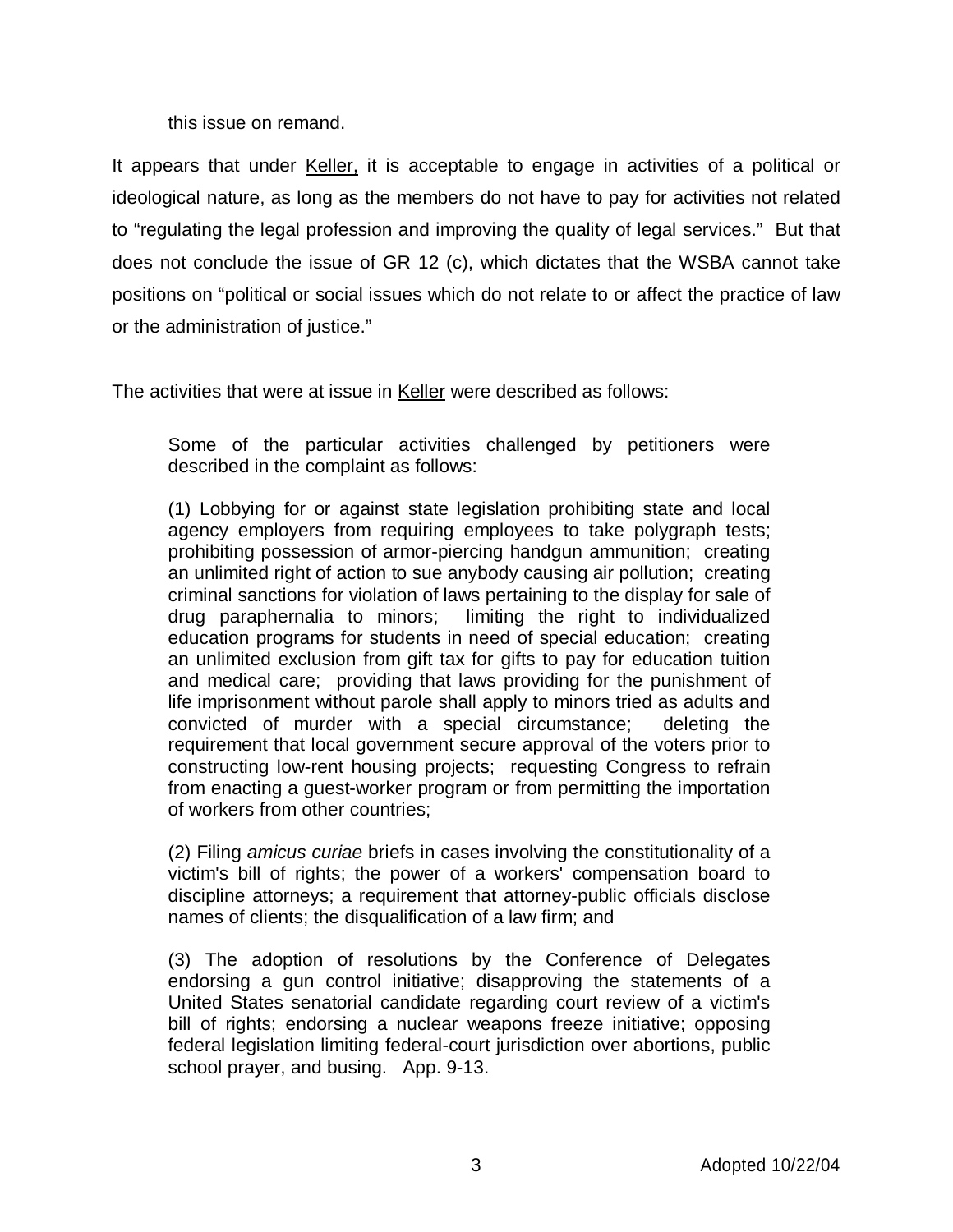this issue on remand.

It appears that under Keller, it is acceptable to engage in activities of a political or ideological nature, as long as the members do not have to pay for activities not related to "regulating the legal profession and improving the quality of legal services." But that does not conclude the issue of GR 12 (c), which dictates that the WSBA cannot take positions on "political or social issues which do not relate to or affect the practice of law or the administration of justice."

The activities that were at issue in Keller were described as follows:

> Some of the particular activities challenged by petitioners were described in the complaint as follows:
>
> (1) Lobbying for or against state legislation prohibiting state and local agency employers from requiring employees to take polygraph tests; prohibiting possession of armor-piercing handgun ammunition; creating an unlimited right of action to sue anybody causing air pollution; creating criminal sanctions for violation of laws pertaining to the display for sale of drug paraphernalia to minors; limiting the right to individualized education programs for students in need of special education; creating an unlimited exclusion from gift tax for gifts to pay for education tuition and medical care; providing that laws providing for the punishment of life imprisonment without parole shall apply to minors tried as adults and convicted of murder with a special circumstance; deleting the requirement that local government secure approval of the voters prior to constructing low-rent housing projects; requesting Congress to refrain from enacting a guest-worker program or from permitting the importation of workers from other countries;
>
> (2) Filing *amicus curiae* briefs in cases involving the constitutionality of a victim's bill of rights; the power of a workers' compensation board to discipline attorneys; a requirement that attorney-public officials disclose names of clients; the disqualification of a law firm; and
>
> (3) The adoption of resolutions by the Conference of Delegates endorsing a gun control initiative; disapproving the statements of a United States senatorial candidate regarding court review of a victim's bill of rights; endorsing a nuclear weapons freeze initiative; opposing federal legislation limiting federal-court jurisdiction over abortions, public school prayer, and busing. App. 9-13.

Adopted 10/22/04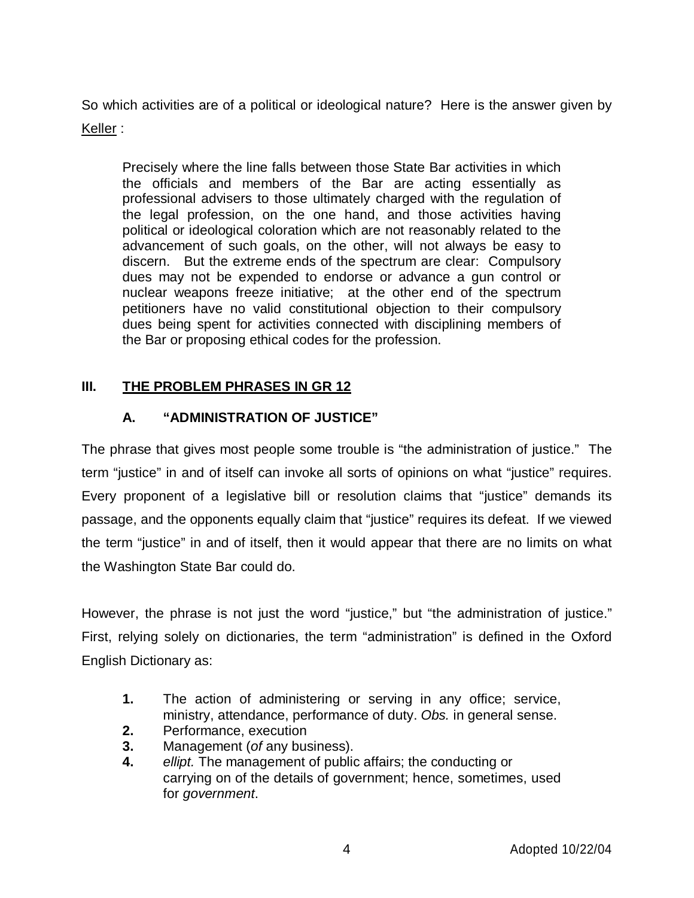So which activities are of a political or ideological nature? Here is the answer given by Keller :

> Precisely where the line falls between those State Bar activities in which the officials and members of the Bar are acting essentially as professional advisers to those ultimately charged with the regulation of the legal profession, on the one hand, and those activities having political or ideological coloration which are not reasonably related to the advancement of such goals, on the other, will not always be easy to discern. But the extreme ends of the spectrum are clear: Compulsory dues may not be expended to endorse or advance a gun control or nuclear weapons freeze initiative; at the other end of the spectrum petitioners have no valid constitutional objection to their compulsory dues being spent for activities connected with disciplining members of the Bar or proposing ethical codes for the profession.

## III. THE PROBLEM PHRASES IN GR 12

### A. "ADMINISTRATION OF JUSTICE"

The phrase that gives most people some trouble is "the administration of justice." The term "justice" in and of itself can invoke all sorts of opinions on what "justice" requires. Every proponent of a legislative bill or resolution claims that "justice" demands its passage, and the opponents equally claim that "justice" requires its defeat. If we viewed the term "justice" in and of itself, then it would appear that there are no limits on what the Washington State Bar could do.

However, the phrase is not just the word "justice," but "the administration of justice." First, relying solely on dictionaries, the term "administration" is defined in the Oxford English Dictionary as:

> **1.** The action of administering or serving in any office; service, ministry, attendance, performance of duty. *Obs.* in general sense.
> **2.** Performance, execution
> **3.** Management (*of* any business).
> **4.** *ellipt.* The management of public affairs; the conducting or carrying on of the details of government; hence, sometimes, used for *government*.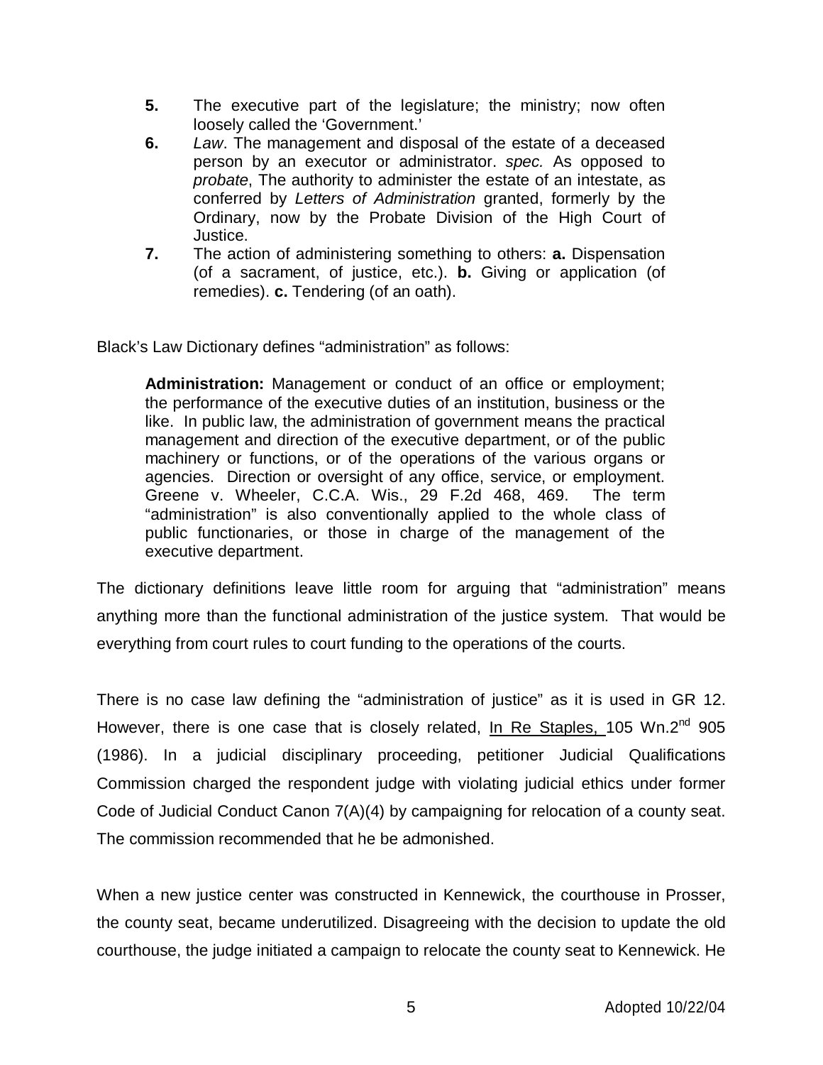5. The executive part of the legislature; the ministry; now often loosely called the 'Government.'
6. *Law*. The management and disposal of the estate of a deceased person by an executor or administrator. *spec.* As opposed to *probate*, The authority to administer the estate of an intestate, as conferred by *Letters of Administration* granted, formerly by the Ordinary, now by the Probate Division of the High Court of Justice.
7. The action of administering something to others: **a.** Dispensation (of a sacrament, of justice, etc.). **b.** Giving or application (of remedies). **c.** Tendering (of an oath).

Black's Law Dictionary defines "administration" as follows:

> **Administration:** Management or conduct of an office or employment; the performance of the executive duties of an institution, business or the like. In public law, the administration of government means the practical management and direction of the executive department, or of the public machinery or functions, or of the operations of the various organs or agencies. Direction or oversight of any office, service, or employment. Greene v. Wheeler, C.C.A. Wis., 29 F.2d 468, 469. The term "administration" is also conventionally applied to the whole class of public functionaries, or those in charge of the management of the executive department.

The dictionary definitions leave little room for arguing that "administration" means anything more than the functional administration of the justice system. That would be everything from court rules to court funding to the operations of the courts.

There is no case law defining the "administration of justice" as it is used in GR 12. However, there is one case that is closely related, In Re Staples, 105 Wn.2nd 905 (1986). In a judicial disciplinary proceeding, petitioner Judicial Qualifications Commission charged the respondent judge with violating judicial ethics under former Code of Judicial Conduct Canon 7(A)(4) by campaigning for relocation of a county seat. The commission recommended that he be admonished.

When a new justice center was constructed in Kennewick, the courthouse in Prosser, the county seat, became underutilized. Disagreeing with the decision to update the old courthouse, the judge initiated a campaign to relocate the county seat to Kennewick. He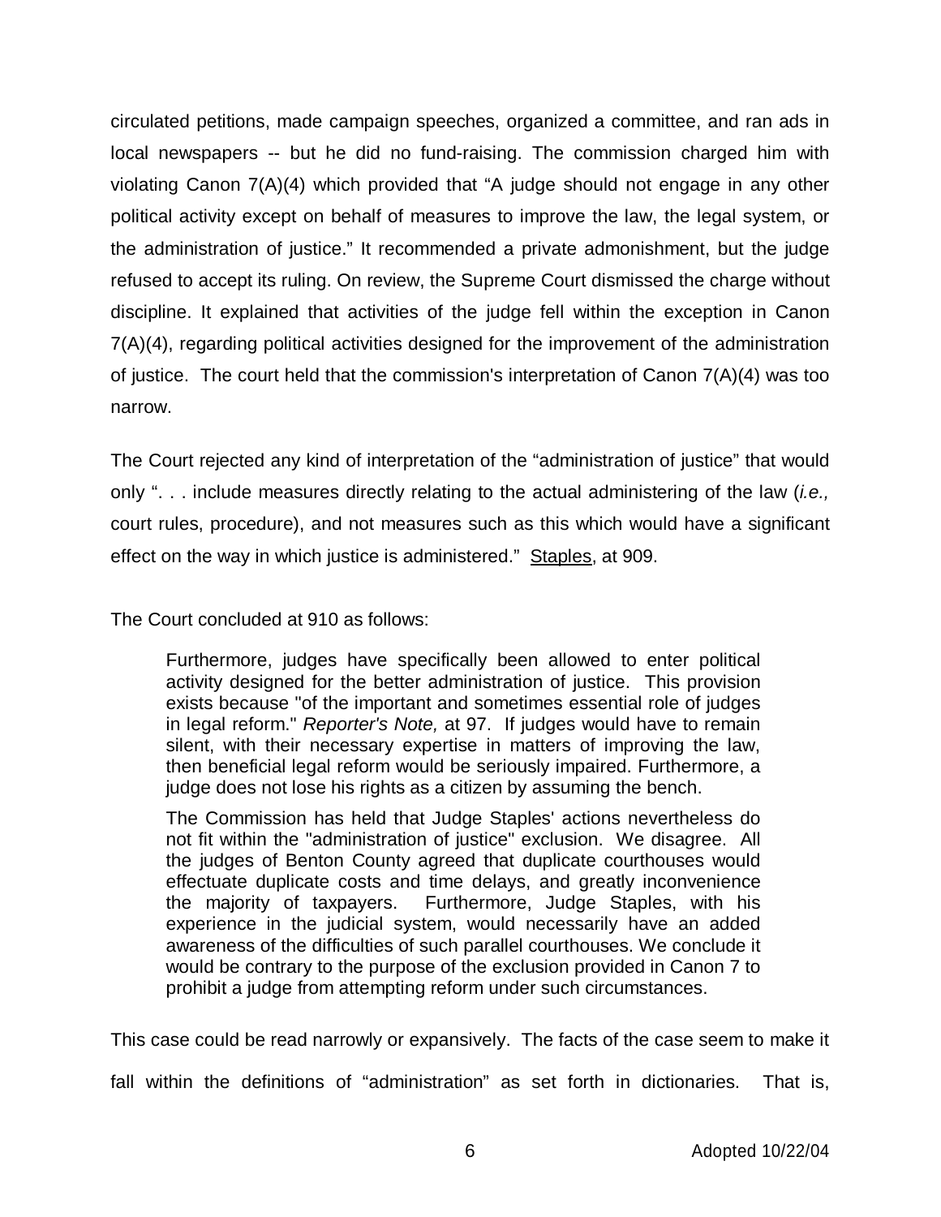circulated petitions, made campaign speeches, organized a committee, and ran ads in local newspapers -- but he did no fund-raising. The commission charged him with violating Canon 7(A)(4) which provided that "A judge should not engage in any other political activity except on behalf of measures to improve the law, the legal system, or the administration of justice." It recommended a private admonishment, but the judge refused to accept its ruling. On review, the Supreme Court dismissed the charge without discipline. It explained that activities of the judge fell within the exception in Canon 7(A)(4), regarding political activities designed for the improvement of the administration of justice. The court held that the commission's interpretation of Canon 7(A)(4) was too narrow.

The Court rejected any kind of interpretation of the "administration of justice" that would only ". . . include measures directly relating to the actual administering of the law (*i.e.,* court rules, procedure), and not measures such as this which would have a significant effect on the way in which justice is administered." Staples, at 909.

The Court concluded at 910 as follows:

> Furthermore, judges have specifically been allowed to enter political activity designed for the better administration of justice. This provision exists because "of the important and sometimes essential role of judges in legal reform." *Reporter's Note,* at 97. If judges would have to remain silent, with their necessary expertise in matters of improving the law, then beneficial legal reform would be seriously impaired. Furthermore, a judge does not lose his rights as a citizen by assuming the bench.
>
> The Commission has held that Judge Staples' actions nevertheless do not fit within the "administration of justice" exclusion. We disagree. All the judges of Benton County agreed that duplicate courthouses would effectuate duplicate costs and time delays, and greatly inconvenience the majority of taxpayers. Furthermore, Judge Staples, with his experience in the judicial system, would necessarily have an added awareness of the difficulties of such parallel courthouses. We conclude it would be contrary to the purpose of the exclusion provided in Canon 7 to prohibit a judge from attempting reform under such circumstances.

This case could be read narrowly or expansively. The facts of the case seem to make it fall within the definitions of "administration" as set forth in dictionaries. That is,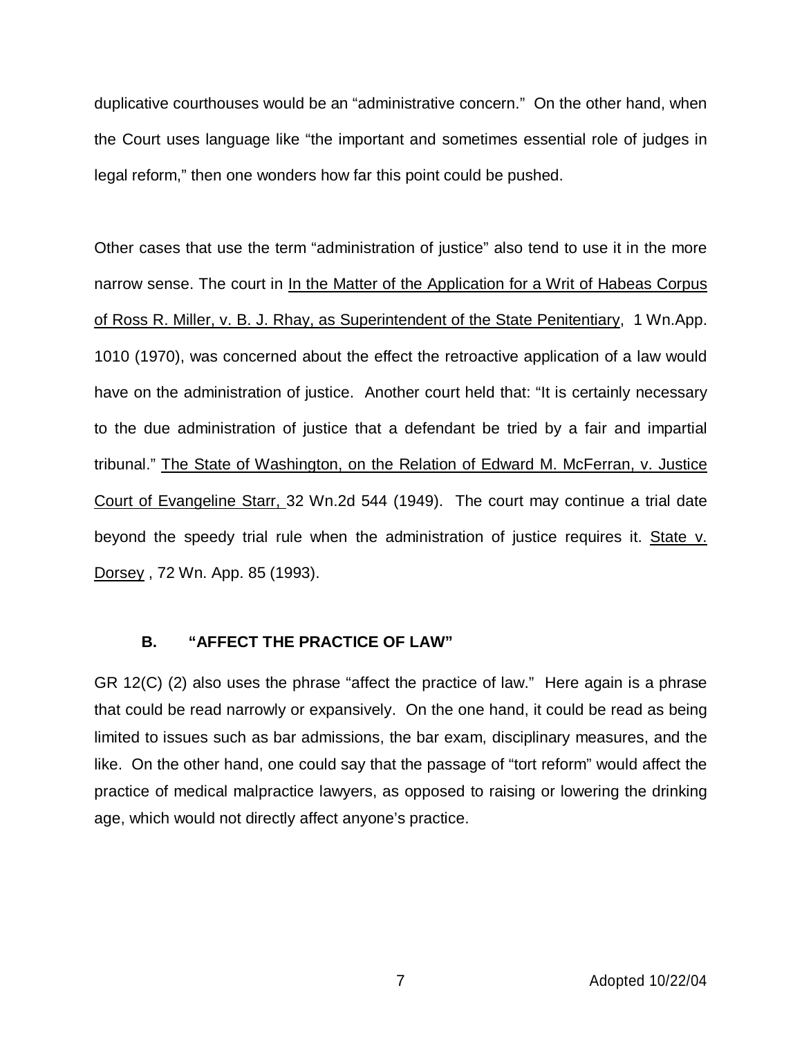duplicative courthouses would be an "administrative concern." On the other hand, when the Court uses language like "the important and sometimes essential role of judges in legal reform," then one wonders how far this point could be pushed.

Other cases that use the term "administration of justice" also tend to use it in the more narrow sense. The court in In the Matter of the Application for a Writ of Habeas Corpus of Ross R. Miller, v. B. J. Rhay, as Superintendent of the State Penitentiary, 1 Wn.App. 1010 (1970), was concerned about the effect the retroactive application of a law would have on the administration of justice. Another court held that: "It is certainly necessary to the due administration of justice that a defendant be tried by a fair and impartial tribunal." The State of Washington, on the Relation of Edward M. McFerran, v. Justice Court of Evangeline Starr, 32 Wn.2d 544 (1949). The court may continue a trial date beyond the speedy trial rule when the administration of justice requires it. State v. Dorsey , 72 Wn. App. 85 (1993).

### B. "AFFECT THE PRACTICE OF LAW"

GR 12(C) (2) also uses the phrase "affect the practice of law." Here again is a phrase that could be read narrowly or expansively. On the one hand, it could be read as being limited to issues such as bar admissions, the bar exam, disciplinary measures, and the like. On the other hand, one could say that the passage of "tort reform" would affect the practice of medical malpractice lawyers, as opposed to raising or lowering the drinking age, which would not directly affect anyone's practice.